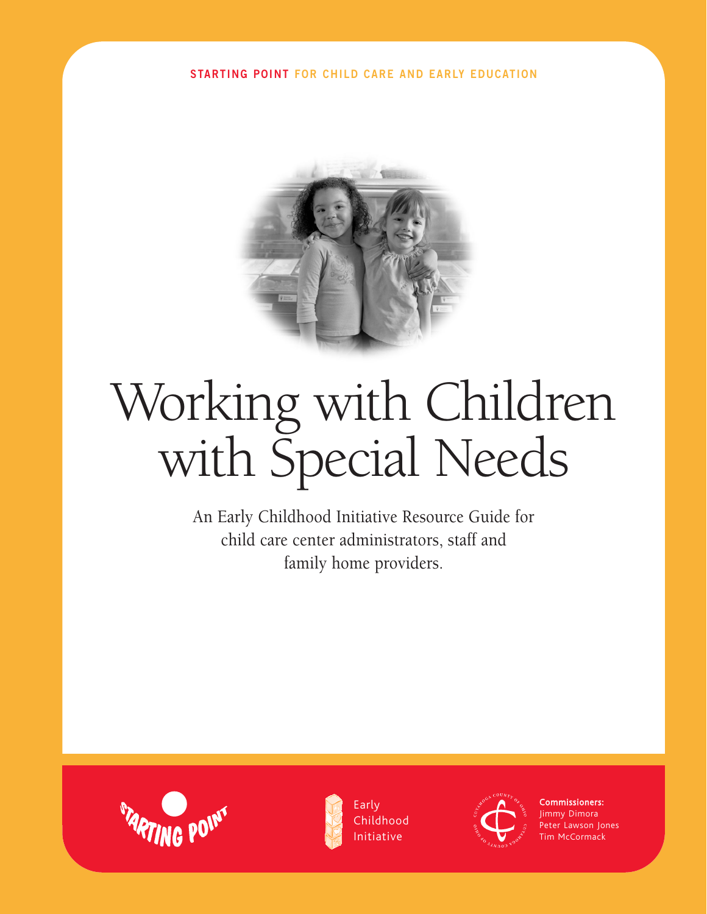STARTING POINT FOR CHILD CARE AND EARLY EDUCATION

# Working with Children with Special Needs

An Early Childhood Initiative Resource Guide for child care center administrators, staff and family home providers.

STARTING POINT

Early Childhood Initiative

**Commissioners:**
Jimmy Dimora
Peter Lawson Jones
Tim McCormack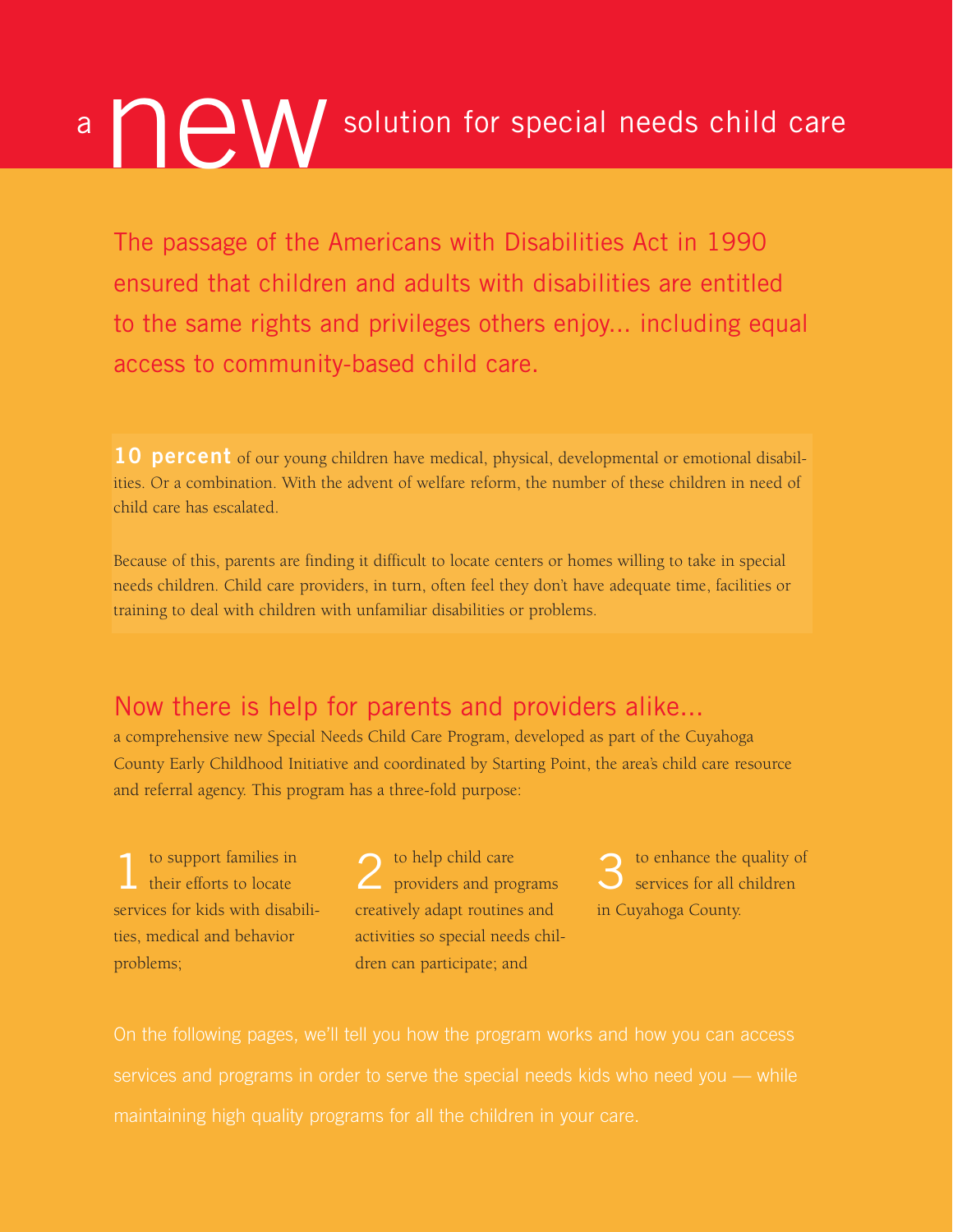# a new solution for special needs child care

The passage of the Americans with Disabilities Act in 1990 ensured that children and adults with disabilities are entitled to the same rights and privileges others enjoy... including equal access to community-based child care.

**10 percent** of our young children have medical, physical, developmental or emotional disabilities. Or a combination. With the advent of welfare reform, the number of these children in need of child care has escalated.

Because of this, parents are finding it difficult to locate centers or homes willing to take in special needs children. Child care providers, in turn, often feel they don't have adequate time, facilities or training to deal with children with unfamiliar disabilities or problems.

## Now there is help for parents and providers alike...

a comprehensive new Special Needs Child Care Program, developed as part of the Cuyahoga County Early Childhood Initiative and coordinated by Starting Point, the area's child care resource and referral agency. This program has a three-fold purpose:

1. to support families in their efforts to locate services for kids with disabilities, medical and behavior problems;
2. to help child care providers and programs creatively adapt routines and activities so special needs children can participate; and
3. to enhance the quality of services for all children in Cuyahoga County.

On the following pages, we'll tell you how the program works and how you can access services and programs in order to serve the special needs kids who need you — while maintaining high quality programs for all the children in your care.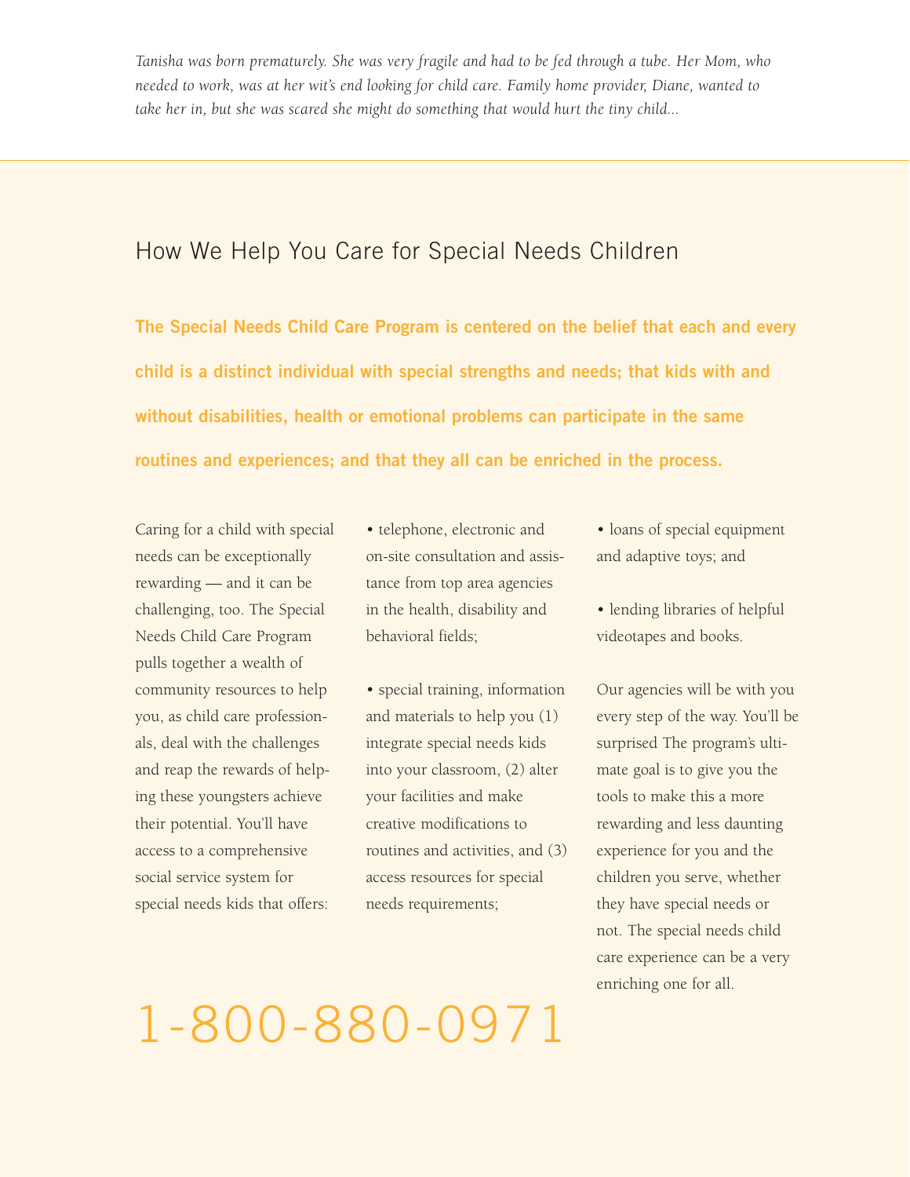*Tanisha was born prematurely. She was very fragile and had to be fed through a tube. Her Mom, who needed to work, was at her wit's end looking for child care. Family home provider, Diane, wanted to take her in, but she was scared she might do something that would hurt the tiny child...*

## How We Help You Care for Special Needs Children

**The Special Needs Child Care Program is centered on the belief that each and every child is a distinct individual with special strengths and needs; that kids with and without disabilities, health or emotional problems can participate in the same routines and experiences; and that they all can be enriched in the process.**

Caring for a child with special needs can be exceptionally rewarding — and it can be challenging, too. The Special Needs Child Care Program pulls together a wealth of community resources to help you, as child care professionals, deal with the challenges and reap the rewards of helping these youngsters achieve their potential. You'll have access to a comprehensive social service system for special needs kids that offers:

- telephone, electronic and on-site consultation and assistance from top area agencies in the health, disability and behavioral fields;
- special training, information and materials to help you (1) integrate special needs kids into your classroom, (2) alter your facilities and make creative modifications to routines and activities, and (3) access resources for special needs requirements;
- loans of special equipment and adaptive toys; and
- lending libraries of helpful videotapes and books.

Our agencies will be with you every step of the way. You'll be surprised The program's ultimate goal is to give you the tools to make this a more rewarding and less daunting experience for you and the children you serve, whether they have special needs or not. The special needs child care experience can be a very enriching one for all.

1-800-880-0971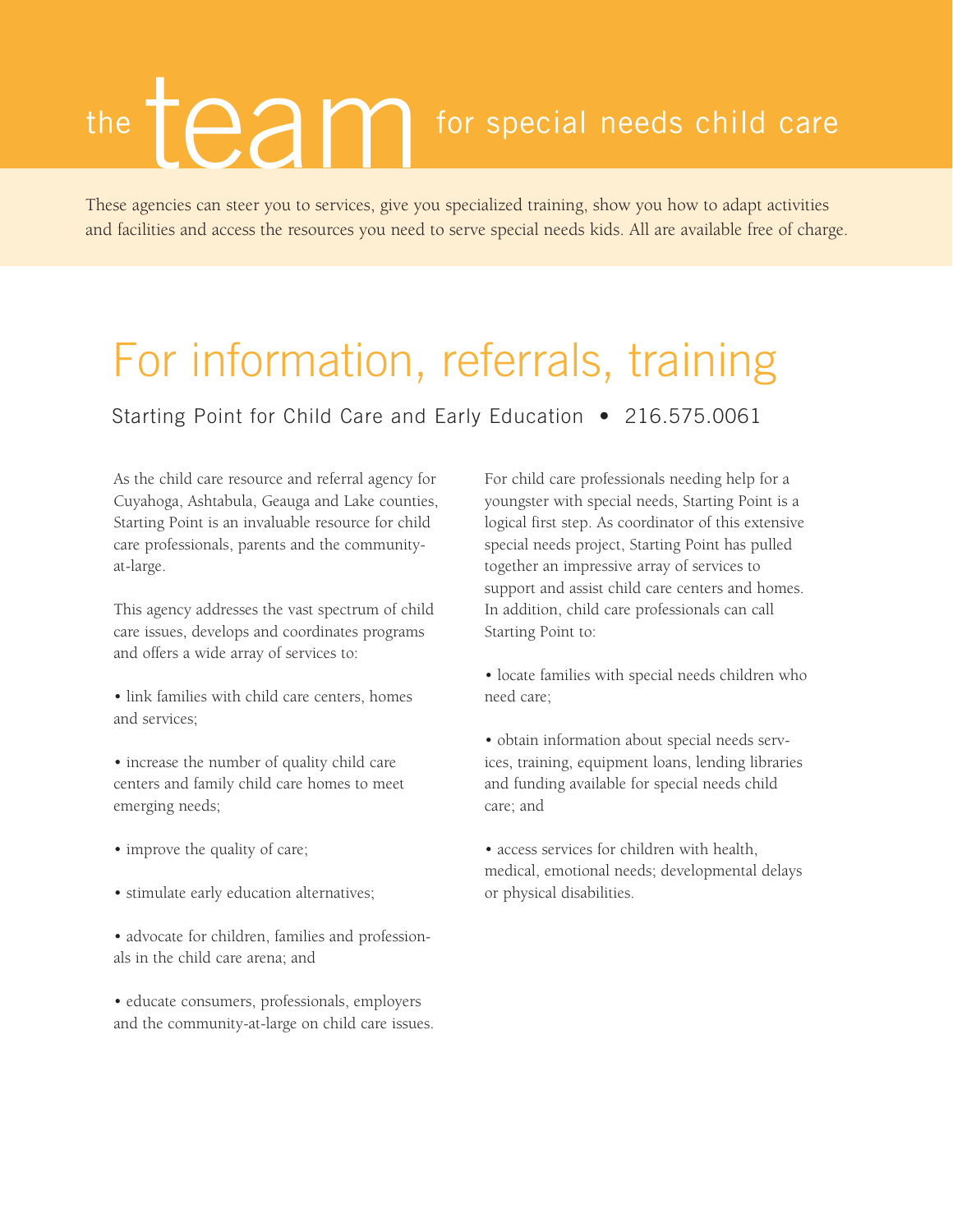# the team for special needs child care

These agencies can steer you to services, give you specialized training, show you how to adapt activities and facilities and access the resources you need to serve special needs kids. All are available free of charge.

## For information, referrals, training

### Starting Point for Child Care and Early Education • 216.575.0061

As the child care resource and referral agency for Cuyahoga, Ashtabula, Geauga and Lake counties, Starting Point is an invaluable resource for child care professionals, parents and the community-at-large.

This agency addresses the vast spectrum of child care issues, develops and coordinates programs and offers a wide array of services to:

- link families with child care centers, homes and services;
- increase the number of quality child care centers and family child care homes to meet emerging needs;
- improve the quality of care;
- stimulate early education alternatives;
- advocate for children, families and professionals in the child care arena; and
- educate consumers, professionals, employers and the community-at-large on child care issues.

For child care professionals needing help for a youngster with special needs, Starting Point is a logical first step. As coordinator of this extensive special needs project, Starting Point has pulled together an impressive array of services to support and assist child care centers and homes. In addition, child care professionals can call Starting Point to:

- locate families with special needs children who need care;
- obtain information about special needs services, training, equipment loans, lending libraries and funding available for special needs child care; and
- access services for children with health, medical, emotional needs; developmental delays or physical disabilities.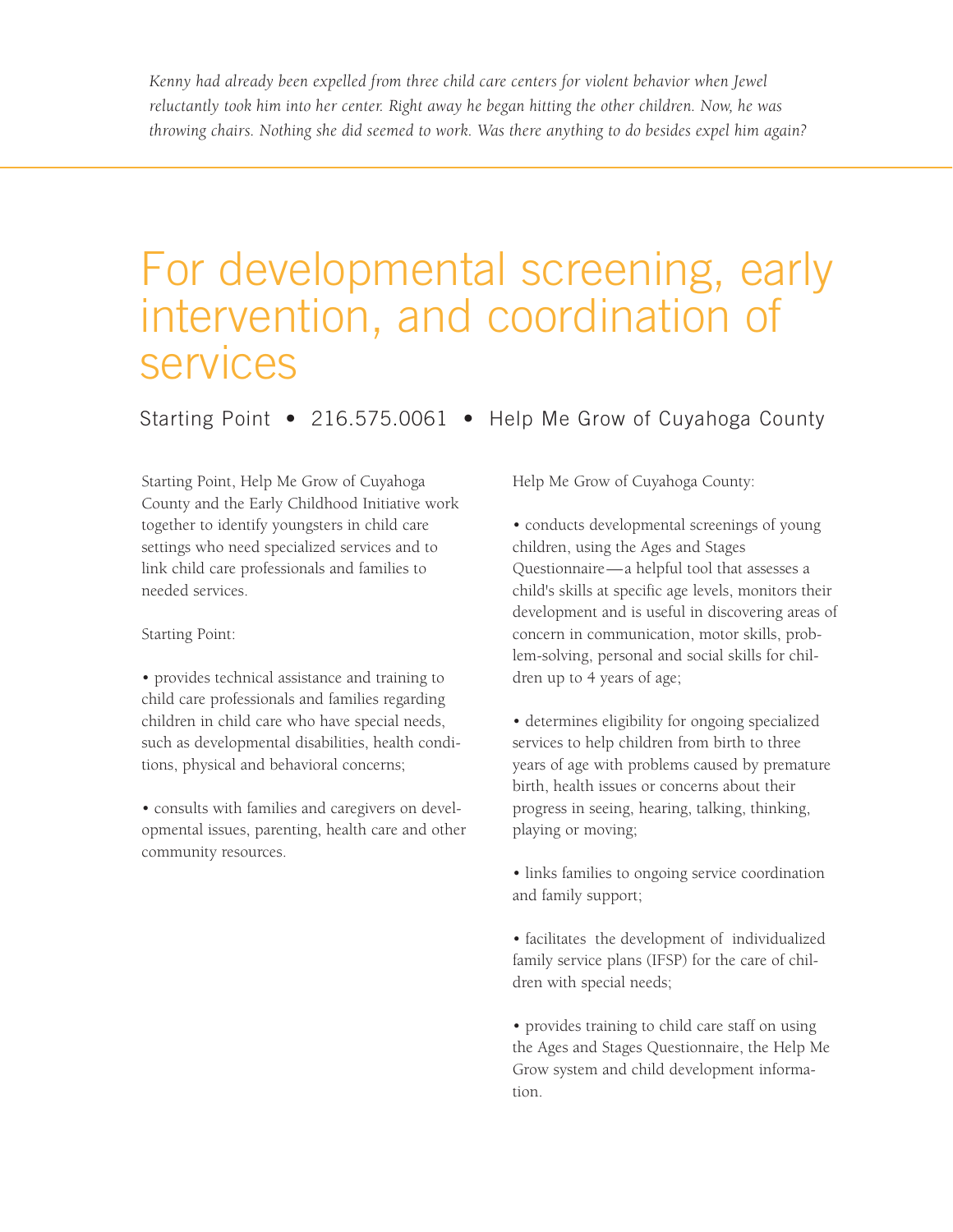*Kenny had already been expelled from three child care centers for violent behavior when Jewel reluctantly took him into her center. Right away he began hitting the other children. Now, he was throwing chairs. Nothing she did seemed to work. Was there anything to do besides expel him again?*

---

# For developmental screening, early intervention, and coordination of services

Starting Point • 216.575.0061 • Help Me Grow of Cuyahoga County

Starting Point, Help Me Grow of Cuyahoga County and the Early Childhood Initiative work together to identify youngsters in child care settings who need specialized services and to link child care professionals and families to needed services.

Starting Point:

- provides technical assistance and training to child care professionals and families regarding children in child care who have special needs, such as developmental disabilities, health conditions, physical and behavioral concerns;
- consults with families and caregivers on developmental issues, parenting, health care and other community resources.

Help Me Grow of Cuyahoga County:

- conducts developmental screenings of young children, using the Ages and Stages Questionnaire—a helpful tool that assesses a child's skills at specific age levels, monitors their development and is useful in discovering areas of concern in communication, motor skills, problem-solving, personal and social skills for children up to 4 years of age;
- determines eligibility for ongoing specialized services to help children from birth to three years of age with problems caused by premature birth, health issues or concerns about their progress in seeing, hearing, talking, thinking, playing or moving;
- links families to ongoing service coordination and family support;
- facilitates the development of individualized family service plans (IFSP) for the care of children with special needs;
- provides training to child care staff on using the Ages and Stages Questionnaire, the Help Me Grow system and child development information.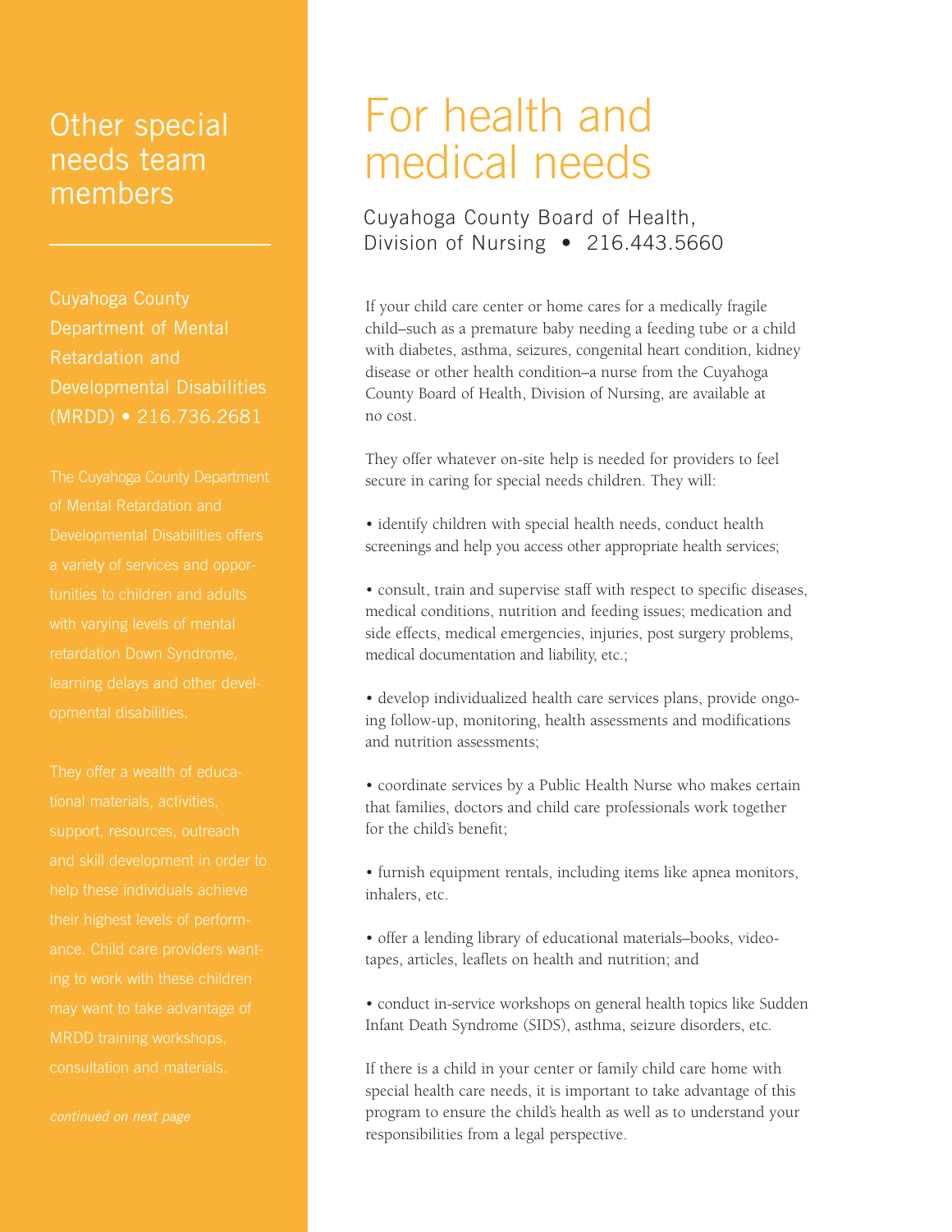## Other special needs team members

### Cuyahoga County Department of Mental Retardation and Developmental Disabilities (MRDD) • 216.736.2681

The Cuyahoga County Department of Mental Retardation and Developmental Disabilities offers a variety of services and opportunities to children and adults with varying levels of mental retardation Down Syndrome, learning delays and other developmental disabilities.

They offer a wealth of educational materials, activities, support, resources, outreach and skill development in order to help these individuals achieve their highest levels of performance. Child care providers wanting to work with these children may want to take advantage of MRDD training workshops, consultation and materials.

*continued on next page*

# For health and medical needs

### Cuyahoga County Board of Health, Division of Nursing • 216.443.5660

If your child care center or home cares for a medically fragile child–such as a premature baby needing a feeding tube or a child with diabetes, asthma, seizures, congenital heart condition, kidney disease or other health condition–a nurse from the Cuyahoga County Board of Health, Division of Nursing, are available at no cost.

They offer whatever on-site help is needed for providers to feel secure in caring for special needs children. They will:

- identify children with special health needs, conduct health screenings and help you access other appropriate health services;
- consult, train and supervise staff with respect to specific diseases, medical conditions, nutrition and feeding issues; medication and side effects, medical emergencies, injuries, post surgery problems, medical documentation and liability, etc.;
- develop individualized health care services plans, provide ongoing follow-up, monitoring, health assessments and modifications and nutrition assessments;
- coordinate services by a Public Health Nurse who makes certain that families, doctors and child care professionals work together for the child's benefit;
- furnish equipment rentals, including items like apnea monitors, inhalers, etc.
- offer a lending library of educational materials–books, videotapes, articles, leaflets on health and nutrition; and
- conduct in-service workshops on general health topics like Sudden Infant Death Syndrome (SIDS), asthma, seizure disorders, etc.

If there is a child in your center or family child care home with special health care needs, it is important to take advantage of this program to ensure the child's health as well as to understand your responsibilities from a legal perspective.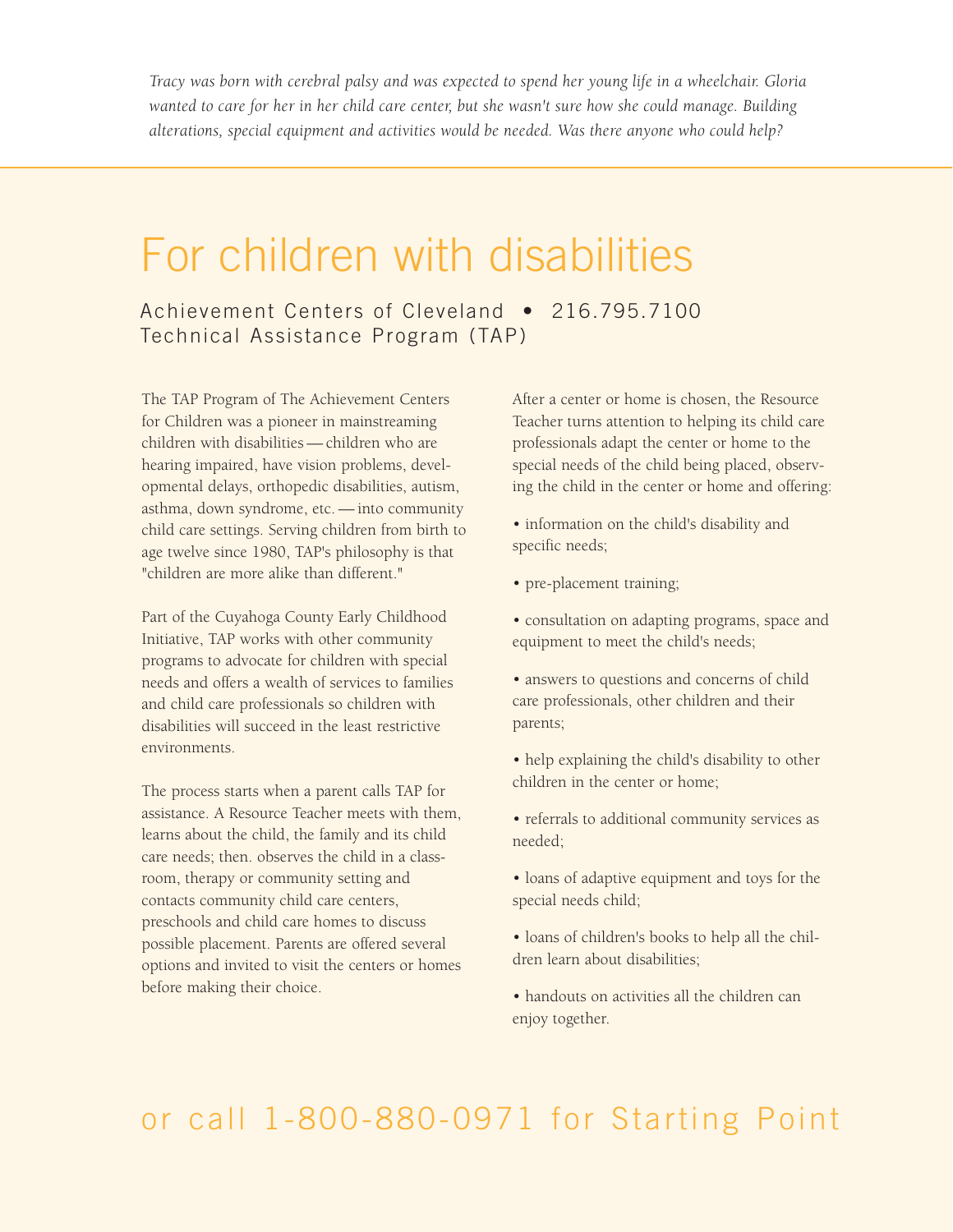*Tracy was born with cerebral palsy and was expected to spend her young life in a wheelchair. Gloria wanted to care for her in her child care center, but she wasn't sure how she could manage. Building alterations, special equipment and activities would be needed. Was there anyone who could help?*

# For children with disabilities

### Achievement Centers of Cleveland • 216.795.7100
### Technical Assistance Program (TAP)

The TAP Program of The Achievement Centers for Children was a pioneer in mainstreaming children with disabilities — children who are hearing impaired, have vision problems, developmental delays, orthopedic disabilities, autism, asthma, down syndrome, etc. — into community child care settings. Serving children from birth to age twelve since 1980, TAP's philosophy is that "children are more alike than different."

Part of the Cuyahoga County Early Childhood Initiative, TAP works with other community programs to advocate for children with special needs and offers a wealth of services to families and child care professionals so children with disabilities will succeed in the least restrictive environments.

The process starts when a parent calls TAP for assistance. A Resource Teacher meets with them, learns about the child, the family and its child care needs; then. observes the child in a classroom, therapy or community setting and contacts community child care centers, preschools and child care homes to discuss possible placement. Parents are offered several options and invited to visit the centers or homes before making their choice.

After a center or home is chosen, the Resource Teacher turns attention to helping its child care professionals adapt the center or home to the special needs of the child being placed, observing the child in the center or home and offering:

- information on the child's disability and specific needs;
- pre-placement training;
- consultation on adapting programs, space and equipment to meet the child's needs;
- answers to questions and concerns of child care professionals, other children and their parents;
- help explaining the child's disability to other children in the center or home;
- referrals to additional community services as needed;
- loans of adaptive equipment and toys for the special needs child;
- loans of children's books to help all the children learn about disabilities;
- handouts on activities all the children can enjoy together.

## or call 1-800-880-0971 for Starting Point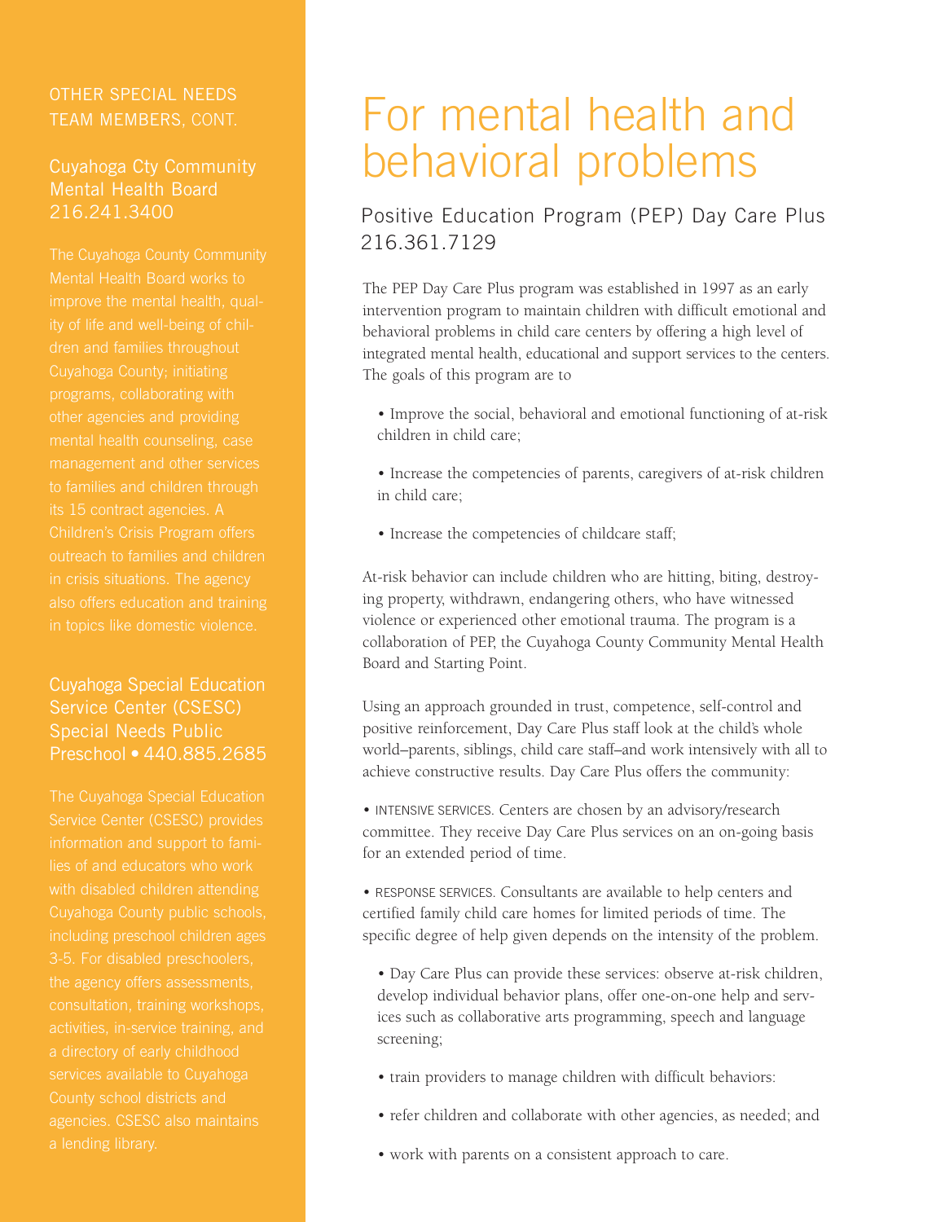## OTHER SPECIAL NEEDS TEAM MEMBERS, CONT.

### Cuyahoga Cty Community Mental Health Board 216.241.3400

The Cuyahoga County Community Mental Health Board works to improve the mental health, quality of life and well-being of children and families throughout Cuyahoga County; initiating programs, collaborating with other agencies and providing mental health counseling, case management and other services to families and children through its 15 contract agencies. A Children's Crisis Program offers outreach to families and children in crisis situations. The agency also offers education and training in topics like domestic violence.

### Cuyahoga Special Education Service Center (CSESC) Special Needs Public Preschool • 440.885.2685

The Cuyahoga Special Education Service Center (CSESC) provides information and support to families of and educators who work with disabled children attending Cuyahoga County public schools, including preschool children ages 3-5. For disabled preschoolers, the agency offers assessments, consultation, training workshops, activities, in-service training, and a directory of early childhood services available to Cuyahoga County school districts and agencies. CSESC also maintains a lending library.

# For mental health and behavioral problems

## Positive Education Program (PEP) Day Care Plus 216.361.7129

The PEP Day Care Plus program was established in 1997 as an early intervention program to maintain children with difficult emotional and behavioral problems in child care centers by offering a high level of integrated mental health, educational and support services to the centers. The goals of this program are to

- Improve the social, behavioral and emotional functioning of at-risk children in child care;
- Increase the competencies of parents, caregivers of at-risk children in child care;
- Increase the competencies of childcare staff;

At-risk behavior can include children who are hitting, biting, destroying property, withdrawn, endangering others, who have witnessed violence or experienced other emotional trauma. The program is a collaboration of PEP, the Cuyahoga County Community Mental Health Board and Starting Point.

Using an approach grounded in trust, competence, self-control and positive reinforcement, Day Care Plus staff look at the child's whole world–parents, siblings, child care staff–and work intensively with all to achieve constructive results. Day Care Plus offers the community:

- INTENSIVE SERVICES. Centers are chosen by an advisory/research committee. They receive Day Care Plus services on an on-going basis for an extended period of time.
- RESPONSE SERVICES. Consultants are available to help centers and certified family child care homes for limited periods of time. The specific degree of help given depends on the intensity of the problem.
  - Day Care Plus can provide these services: observe at-risk children, develop individual behavior plans, offer one-on-one help and services such as collaborative arts programming, speech and language screening;
  - train providers to manage children with difficult behaviors:
  - refer children and collaborate with other agencies, as needed; and
  - work with parents on a consistent approach to care.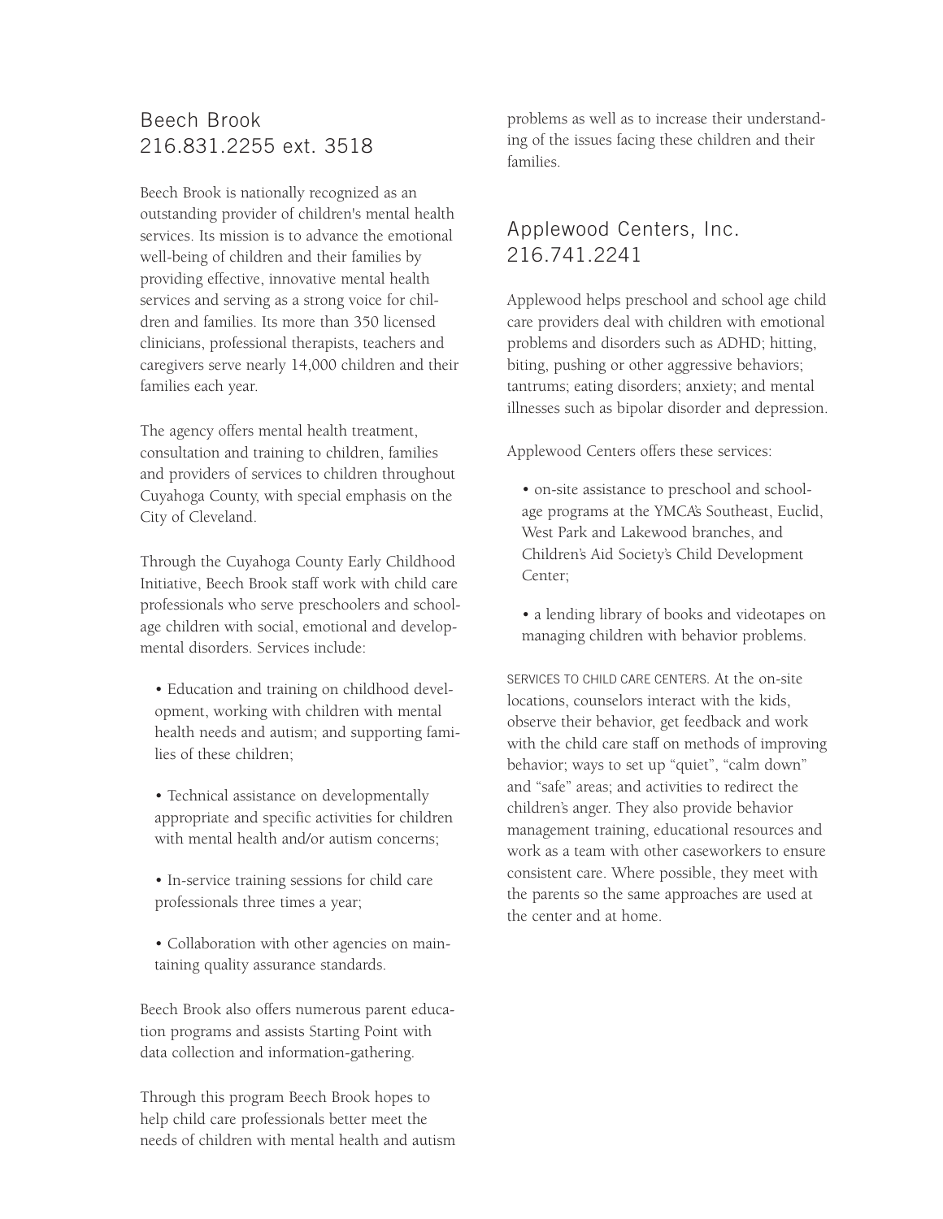## Beech Brook
## 216.831.2255 ext. 3518

Beech Brook is nationally recognized as an outstanding provider of children's mental health services. Its mission is to advance the emotional well-being of children and their families by providing effective, innovative mental health services and serving as a strong voice for children and families. Its more than 350 licensed clinicians, professional therapists, teachers and caregivers serve nearly 14,000 children and their families each year.

The agency offers mental health treatment, consultation and training to children, families and providers of services to children throughout Cuyahoga County, with special emphasis on the City of Cleveland.

Through the Cuyahoga County Early Childhood Initiative, Beech Brook staff work with child care professionals who serve preschoolers and school-age children with social, emotional and developmental disorders. Services include:

- Education and training on childhood development, working with children with mental health needs and autism; and supporting families of these children;
- Technical assistance on developmentally appropriate and specific activities for children with mental health and/or autism concerns;
- In-service training sessions for child care professionals three times a year;
- Collaboration with other agencies on maintaining quality assurance standards.

Beech Brook also offers numerous parent education programs and assists Starting Point with data collection and information-gathering.

Through this program Beech Brook hopes to help child care professionals better meet the needs of children with mental health and autism problems as well as to increase their understanding of the issues facing these children and their families.

## Applewood Centers, Inc.
## 216.741.2241

Applewood helps preschool and school age child care providers deal with children with emotional problems and disorders such as ADHD; hitting, biting, pushing or other aggressive behaviors; tantrums; eating disorders; anxiety; and mental illnesses such as bipolar disorder and depression.

Applewood Centers offers these services:

- on-site assistance to preschool and school-age programs at the YMCA's Southeast, Euclid, West Park and Lakewood branches, and Children's Aid Society's Child Development Center;
- a lending library of books and videotapes on managing children with behavior problems.

SERVICES TO CHILD CARE CENTERS. At the on-site locations, counselors interact with the kids, observe their behavior, get feedback and work with the child care staff on methods of improving behavior; ways to set up "quiet", "calm down" and "safe" areas; and activities to redirect the children's anger. They also provide behavior management training, educational resources and work as a team with other caseworkers to ensure consistent care. Where possible, they meet with the parents so the same approaches are used at the center and at home.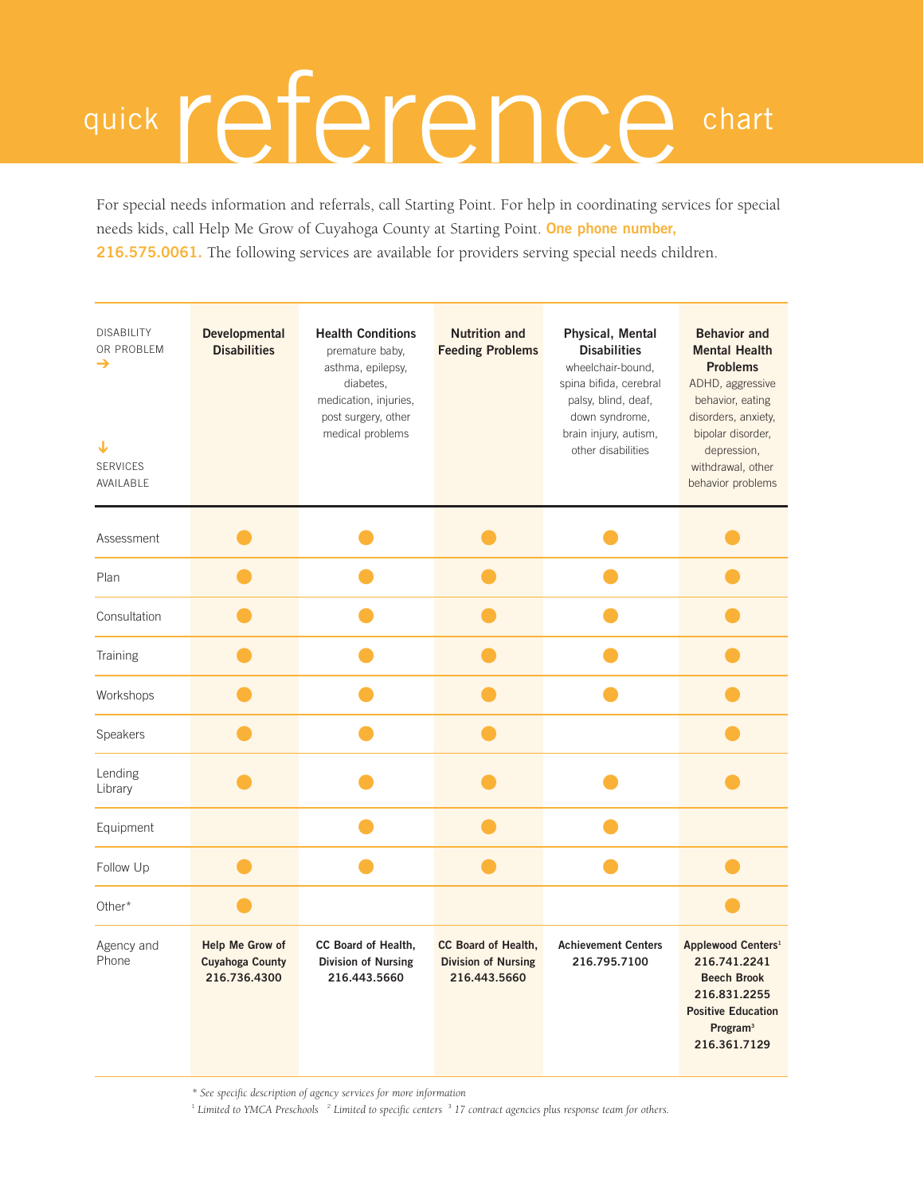# quick reference chart

For special needs information and referrals, call Starting Point. For help in coordinating services for special needs kids, call Help Me Grow of Cuyahoga County at Starting Point. **One phone number, 216.575.0061.** The following services are available for providers serving special needs children.

| DISABILITY OR PROBLEM → / ↓ SERVICES AVAILABLE | **Developmental Disabilities** | **Health Conditions** premature baby, asthma, epilepsy, diabetes, medication, injuries, post surgery, other medical problems | **Nutrition and Feeding Problems** | **Physical, Mental Disabilities** wheelchair-bound, spina bifida, cerebral palsy, blind, deaf, down syndrome, brain injury, autism, other disabilities | **Behavior and Mental Health Problems** ADHD, aggressive behavior, eating disorders, anxiety, bipolar disorder, depression, withdrawal, other behavior problems |
|---|---|---|---|---|---|
| Assessment | ● | ● | ● | ● | ● |
| Plan | ● | ● | ● | ● | ● |
| Consultation | ● | ● | ● | ● | ● |
| Training | ● | ● | ● | ● | ● |
| Workshops | ● | ● | ● | ● | ● |
| Speakers | ● | ● | ● | | ● |
| Lending Library | ● | ● | ● | ● | ● |
| Equipment | | ● | ● | ● | |
| Follow Up | ● | ● | ● | ● | ● |
| Other* | ● | | | | ● |
| Agency and Phone | **Help Me Grow of Cuyahoga County 216.736.4300** | **CC Board of Health, Division of Nursing 216.443.5660** | **CC Board of Health, Division of Nursing 216.443.5660** | **Achievement Centers 216.795.7100** | **Applewood Centers[1] 216.741.2241 Beech Brook 216.831.2255 Positive Education Program[3] 216.361.7129** |

*\* See specific description of agency services for more information*

*[1] Limited to YMCA Preschools [2] Limited to specific centers [3] 17 contract agencies plus response team for others.*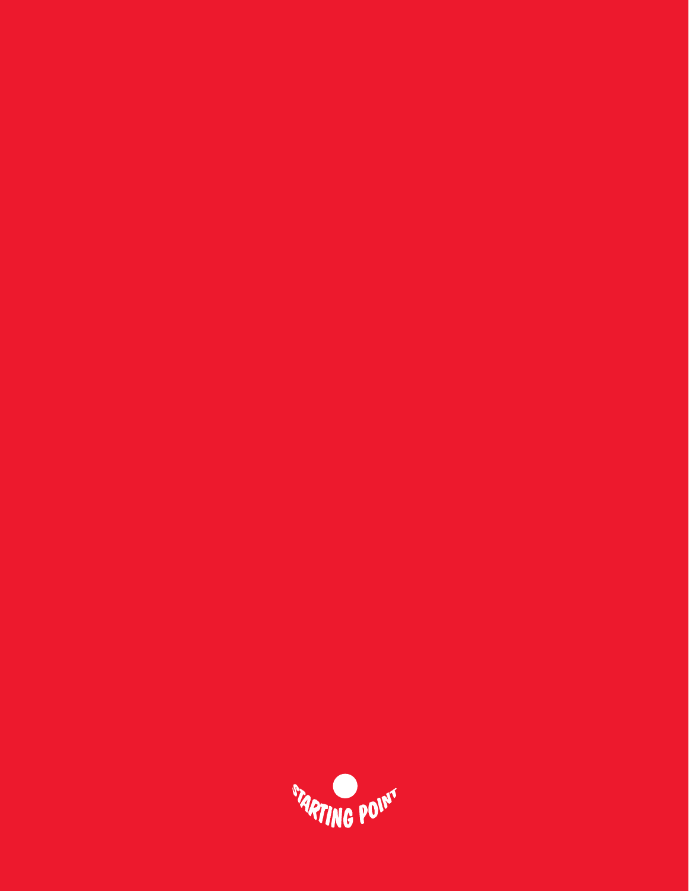STARTING POINT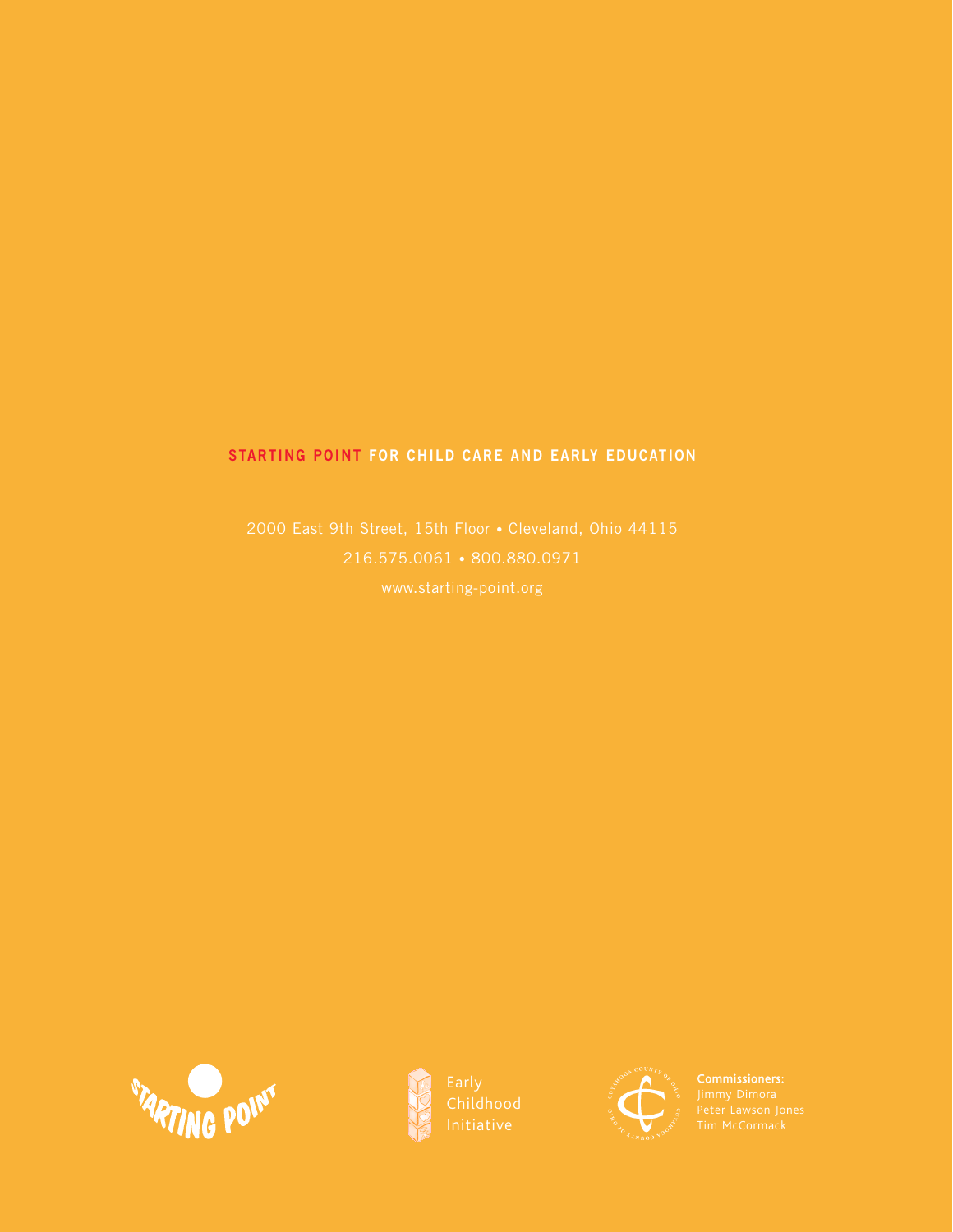**STARTING POINT FOR CHILD CARE AND EARLY EDUCATION**

2000 East 9th Street, 15th Floor • Cleveland, Ohio 44115

216.575.0061 • 800.880.0971

www.starting-point.org

STARTING POINT

Early Childhood Initiative

**Commissioners:**
Jimmy Dimora
Peter Lawson Jones
Tim McCormack